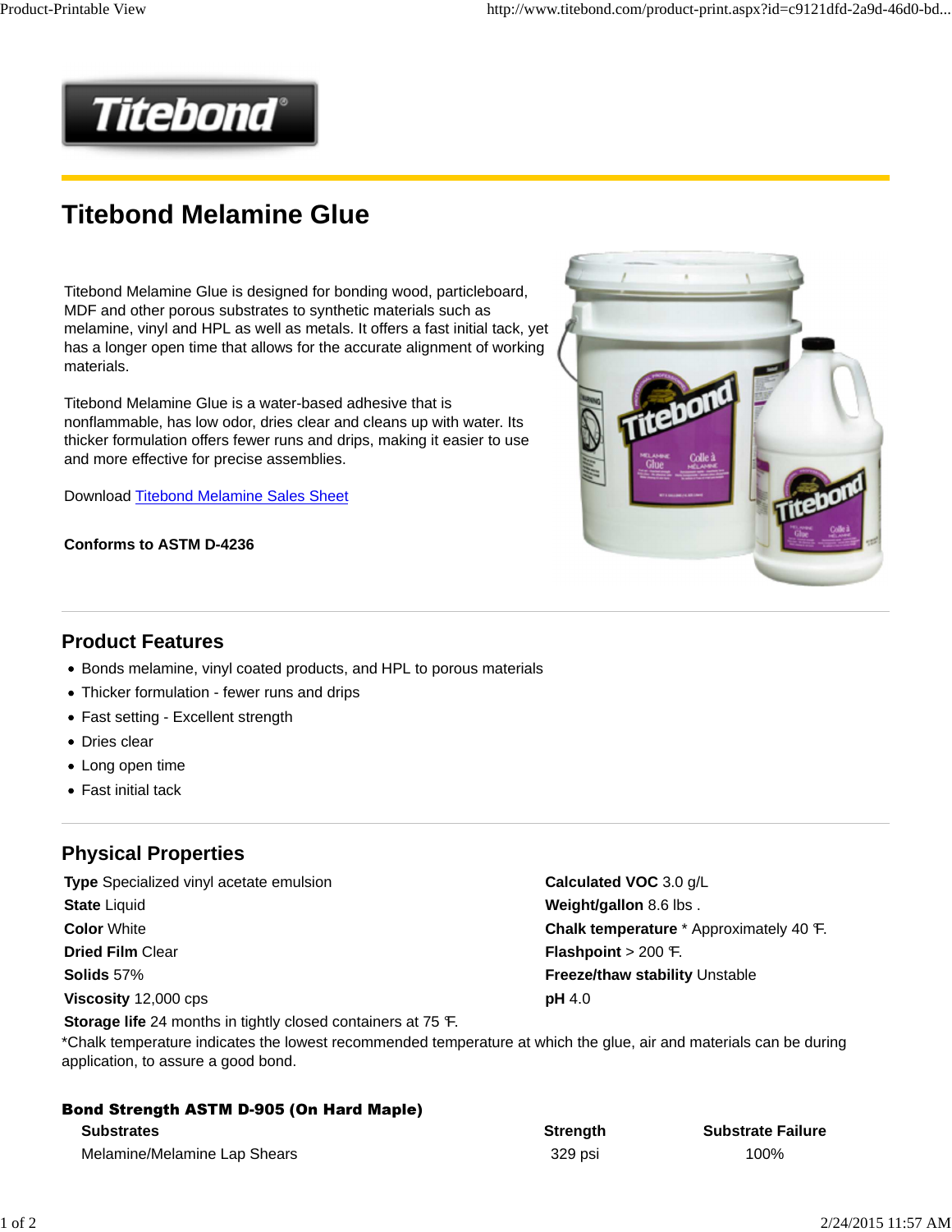Titebond

# Titebond Melamine Glue

Titebond Melamine Glue is designed for bonding wood, particleboard, MDF and other porous substrates to synthetic materials such as melamine, vinyl and HPL as well as metals. It offers a fast initial tack, yet has a longer open time that allows for the accurate alignment of working materials.

Titebond Melamine Glue is a water-based adhesive that is nonflammable, has low odor, dries clear and cleans up with water. Its thicker formulation offers fewer runs and drips, making it easier to use and more effective for precise assemblies.

Download Titebond Melamine Sales Sheet

**Conforms to ASTM D-4236**

## Product Features

- Bonds melamine, vinyl coated products, and HPL to porous materials
- Thicker formulation - fewer runs and drips
- Fast setting - Excellent strength
- Dries clear
- Long open time
- Fast initial tack

## Physical Properties

**Type** Specialized vinyl acetate emulsion
**State** Liquid
**Color** White
**Dried Film** Clear
**Solids** 57%
**Viscosity** 12,000 cps
**Storage life** 24 months in tightly closed containers at 75 ℉.

**Calculated VOC** 3.0 g/L
**Weight/gallon** 8.6 lbs .
**Chalk temperature** * Approximately 40 ℉.
**Flashpoint** > 200 ℉.
**Freeze/thaw stability** Unstable
**pH** 4.0

*Chalk temperature indicates the lowest recommended temperature at which the glue, air and materials can be during application, to assure a good bond.

### Bond Strength ASTM D-905 (On Hard Maple)

| Substrates | Strength | Substrate Failure |
|---|---|---|
| Melamine/Melamine Lap Shears | 329 psi | 100% |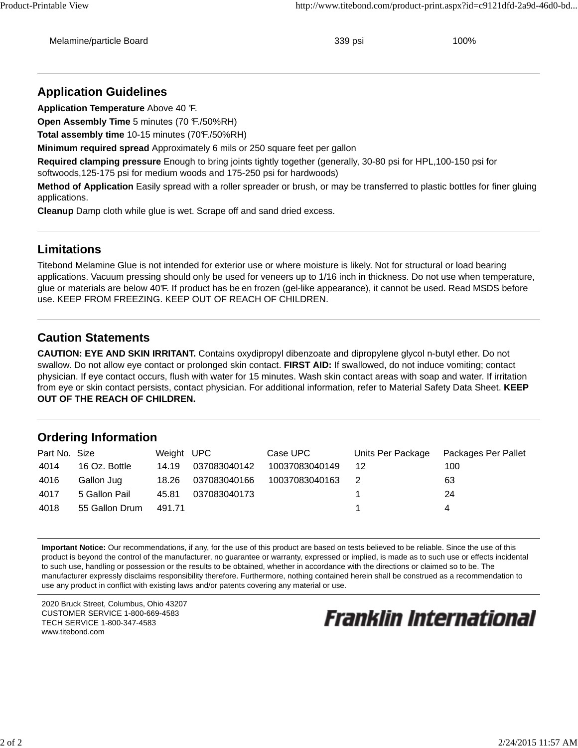| | | |
|---|---|---|
| Melamine/particle Board | 339 psi | 100% |

## Application Guidelines

**Application Temperature** Above 40 °F.

**Open Assembly Time** 5 minutes (70 °F./50%RH)

**Total assembly time** 10-15 minutes (70°F./50%RH)

**Minimum required spread** Approximately 6 mils or 250 square feet per gallon

**Required clamping pressure** Enough to bring joints tightly together (generally, 30-80 psi for HPL,100-150 psi for softwoods,125-175 psi for medium woods and 175-250 psi for hardwoods)

**Method of Application** Easily spread with a roller spreader or brush, or may be transferred to plastic bottles for finer gluing applications.

**Cleanup** Damp cloth while glue is wet. Scrape off and sand dried excess.

## Limitations

Titebond Melamine Glue is not intended for exterior use or where moisture is likely. Not for structural or load bearing applications. Vacuum pressing should only be used for veneers up to 1/16 inch in thickness. Do not use when temperature, glue or materials are below 40°F. If product has be en frozen (gel-like appearance), it cannot be used. Read MSDS before use. KEEP FROM FREEZING. KEEP OUT OF REACH OF CHILDREN.

## Caution Statements

**CAUTION: EYE AND SKIN IRRITANT.** Contains oxydipropyl dibenzoate and dipropylene glycol n-butyl ether. Do not swallow. Do not allow eye contact or prolonged skin contact. **FIRST AID:** If swallowed, do not induce vomiting; contact physician. If eye contact occurs, flush with water for 15 minutes. Wash skin contact areas with soap and water. If irritation from eye or skin contact persists, contact physician. For additional information, refer to Material Safety Data Sheet. **KEEP OUT OF THE REACH OF CHILDREN.**

## Ordering Information

| Part No. | Size | Weight | UPC | Case UPC | Units Per Package | Packages Per Pallet |
|---|---|---|---|---|---|---|
| 4014 | 16 Oz. Bottle | 14.19 | 037083040142 | 10037083040149 | 12 | 100 |
| 4016 | Gallon Jug | 18.26 | 037083040166 | 10037083040163 | 2 | 63 |
| 4017 | 5 Gallon Pail | 45.81 | 037083040173 | | 1 | 24 |
| 4018 | 55 Gallon Drum | 491.71 | | | 1 | 4 |

**Important Notice:** Our recommendations, if any, for the use of this product are based on tests believed to be reliable. Since the use of this product is beyond the control of the manufacturer, no guarantee or warranty, expressed or implied, is made as to such use or effects incidental to such use, handling or possession or the results to be obtained, whether in accordance with the directions or claimed so to be. The manufacturer expressly disclaims responsibility therefore. Furthermore, nothing contained herein shall be construed as a recommendation to use any product in conflict with existing laws and/or patents covering any material or use.

2020 Bruck Street, Columbus, Ohio 43207
CUSTOMER SERVICE 1-800-669-4583
TECH SERVICE 1-800-347-4583
www.titebond.com

**Franklin International**